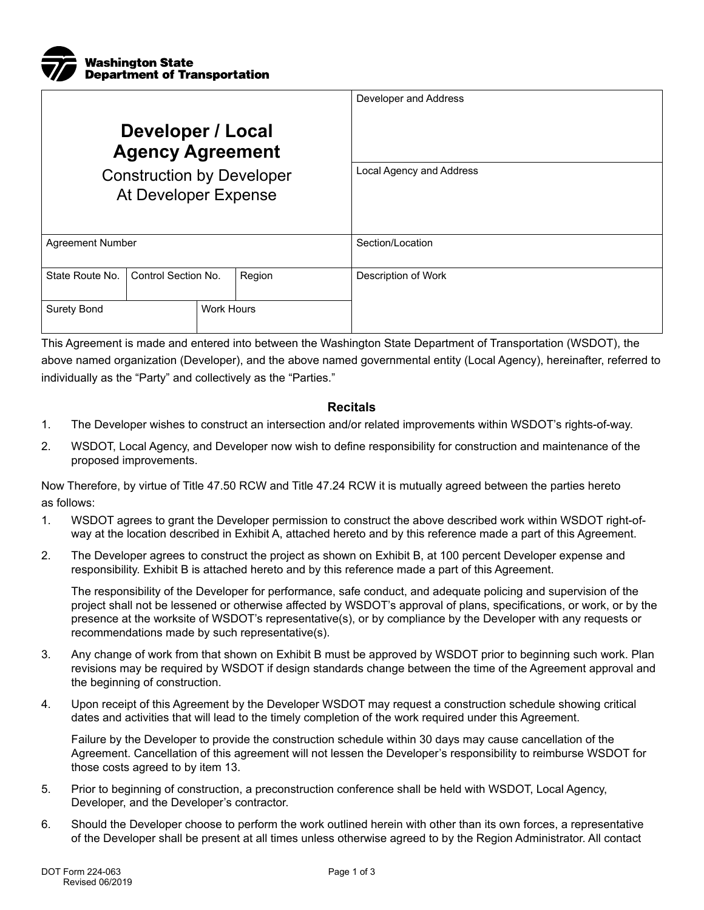Washington State Department of Transportation

| Developer / Local Agency Agreement<br>Construction by Developer At Developer Expense | | | Developer and Address |
|---|---|---|---|
| | | | Local Agency and Address |
| Agreement Number | | | Section/Location |
| State Route No. | Control Section No. | Region | Description of Work |
| Surety Bond | Work Hours | | |

This Agreement is made and entered into between the Washington State Department of Transportation (WSDOT), the above named organization (Developer), and the above named governmental entity (Local Agency), hereinafter, referred to individually as the "Party" and collectively as the "Parties."

## Recitals

1. The Developer wishes to construct an intersection and/or related improvements within WSDOT's rights-of-way.
2. WSDOT, Local Agency, and Developer now wish to define responsibility for construction and maintenance of the proposed improvements.

Now Therefore, by virtue of Title 47.50 RCW and Title 47.24 RCW it is mutually agreed between the parties hereto as follows:

1. WSDOT agrees to grant the Developer permission to construct the above described work within WSDOT right-of-way at the location described in Exhibit A, attached hereto and by this reference made a part of this Agreement.
2. The Developer agrees to construct the project as shown on Exhibit B, at 100 percent Developer expense and responsibility. Exhibit B is attached hereto and by this reference made a part of this Agreement.

   The responsibility of the Developer for performance, safe conduct, and adequate policing and supervision of the project shall not be lessened or otherwise affected by WSDOT's approval of plans, specifications, or work, or by the presence at the worksite of WSDOT's representative(s), or by compliance by the Developer with any requests or recommendations made by such representative(s).
3. Any change of work from that shown on Exhibit B must be approved by WSDOT prior to beginning such work. Plan revisions may be required by WSDOT if design standards change between the time of the Agreement approval and the beginning of construction.
4. Upon receipt of this Agreement by the Developer WSDOT may request a construction schedule showing critical dates and activities that will lead to the timely completion of the work required under this Agreement.

   Failure by the Developer to provide the construction schedule within 30 days may cause cancellation of the Agreement. Cancellation of this agreement will not lessen the Developer's responsibility to reimburse WSDOT for those costs agreed to by item 13.
5. Prior to beginning of construction, a preconstruction conference shall be held with WSDOT, Local Agency, Developer, and the Developer's contractor.
6. Should the Developer choose to perform the work outlined herein with other than its own forces, a representative of the Developer shall be present at all times unless otherwise agreed to by the Region Administrator. All contact

DOT Form 224-063
Revised 06/2019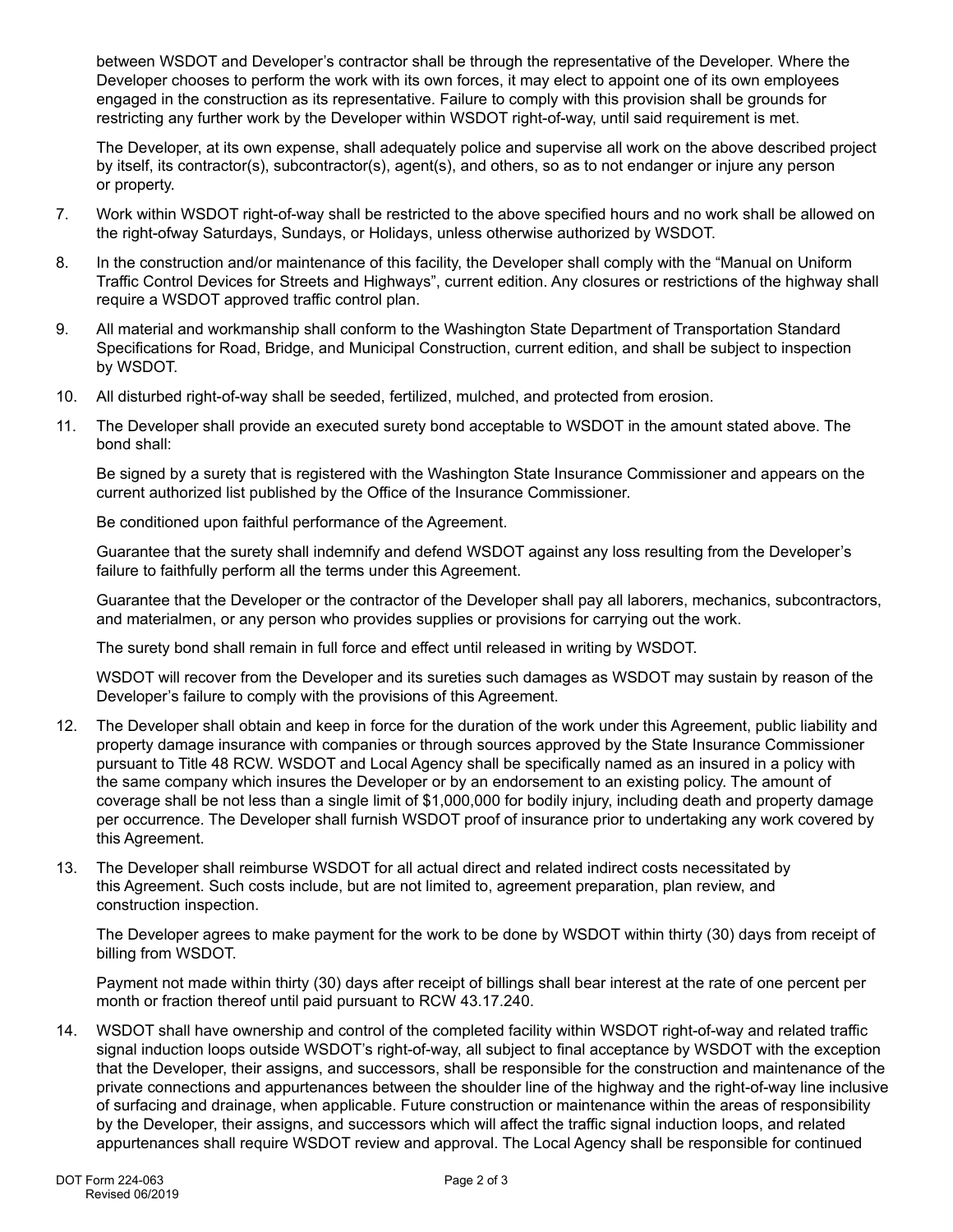between WSDOT and Developer's contractor shall be through the representative of the Developer. Where the Developer chooses to perform the work with its own forces, it may elect to appoint one of its own employees engaged in the construction as its representative. Failure to comply with this provision shall be grounds for restricting any further work by the Developer within WSDOT right-of-way, until said requirement is met.

The Developer, at its own expense, shall adequately police and supervise all work on the above described project by itself, its contractor(s), subcontractor(s), agent(s), and others, so as to not endanger or injure any person or property.

7. Work within WSDOT right-of-way shall be restricted to the above specified hours and no work shall be allowed on the right-ofway Saturdays, Sundays, or Holidays, unless otherwise authorized by WSDOT.

8. In the construction and/or maintenance of this facility, the Developer shall comply with the "Manual on Uniform Traffic Control Devices for Streets and Highways", current edition. Any closures or restrictions of the highway shall require a WSDOT approved traffic control plan.

9. All material and workmanship shall conform to the Washington State Department of Transportation Standard Specifications for Road, Bridge, and Municipal Construction, current edition, and shall be subject to inspection by WSDOT.

10. All disturbed right-of-way shall be seeded, fertilized, mulched, and protected from erosion.

11. The Developer shall provide an executed surety bond acceptable to WSDOT in the amount stated above. The bond shall:

    Be signed by a surety that is registered with the Washington State Insurance Commissioner and appears on the current authorized list published by the Office of the Insurance Commissioner.

    Be conditioned upon faithful performance of the Agreement.

    Guarantee that the surety shall indemnify and defend WSDOT against any loss resulting from the Developer's failure to faithfully perform all the terms under this Agreement.

    Guarantee that the Developer or the contractor of the Developer shall pay all laborers, mechanics, subcontractors, and materialmen, or any person who provides supplies or provisions for carrying out the work.

    The surety bond shall remain in full force and effect until released in writing by WSDOT.

    WSDOT will recover from the Developer and its sureties such damages as WSDOT may sustain by reason of the Developer's failure to comply with the provisions of this Agreement.

12. The Developer shall obtain and keep in force for the duration of the work under this Agreement, public liability and property damage insurance with companies or through sources approved by the State Insurance Commissioner pursuant to Title 48 RCW. WSDOT and Local Agency shall be specifically named as an insured in a policy with the same company which insures the Developer or by an endorsement to an existing policy. The amount of coverage shall be not less than a single limit of $1,000,000 for bodily injury, including death and property damage per occurrence. The Developer shall furnish WSDOT proof of insurance prior to undertaking any work covered by this Agreement.

13. The Developer shall reimburse WSDOT for all actual direct and related indirect costs necessitated by this Agreement. Such costs include, but are not limited to, agreement preparation, plan review, and construction inspection.

    The Developer agrees to make payment for the work to be done by WSDOT within thirty (30) days from receipt of billing from WSDOT.

    Payment not made within thirty (30) days after receipt of billings shall bear interest at the rate of one percent per month or fraction thereof until paid pursuant to RCW 43.17.240.

14. WSDOT shall have ownership and control of the completed facility within WSDOT right-of-way and related traffic signal induction loops outside WSDOT's right-of-way, all subject to final acceptance by WSDOT with the exception that the Developer, their assigns, and successors, shall be responsible for the construction and maintenance of the private connections and appurtenances between the shoulder line of the highway and the right-of-way line inclusive of surfacing and drainage, when applicable. Future construction or maintenance within the areas of responsibility by the Developer, their assigns, and successors which will affect the traffic signal induction loops, and related appurtenances shall require WSDOT review and approval. The Local Agency shall be responsible for continued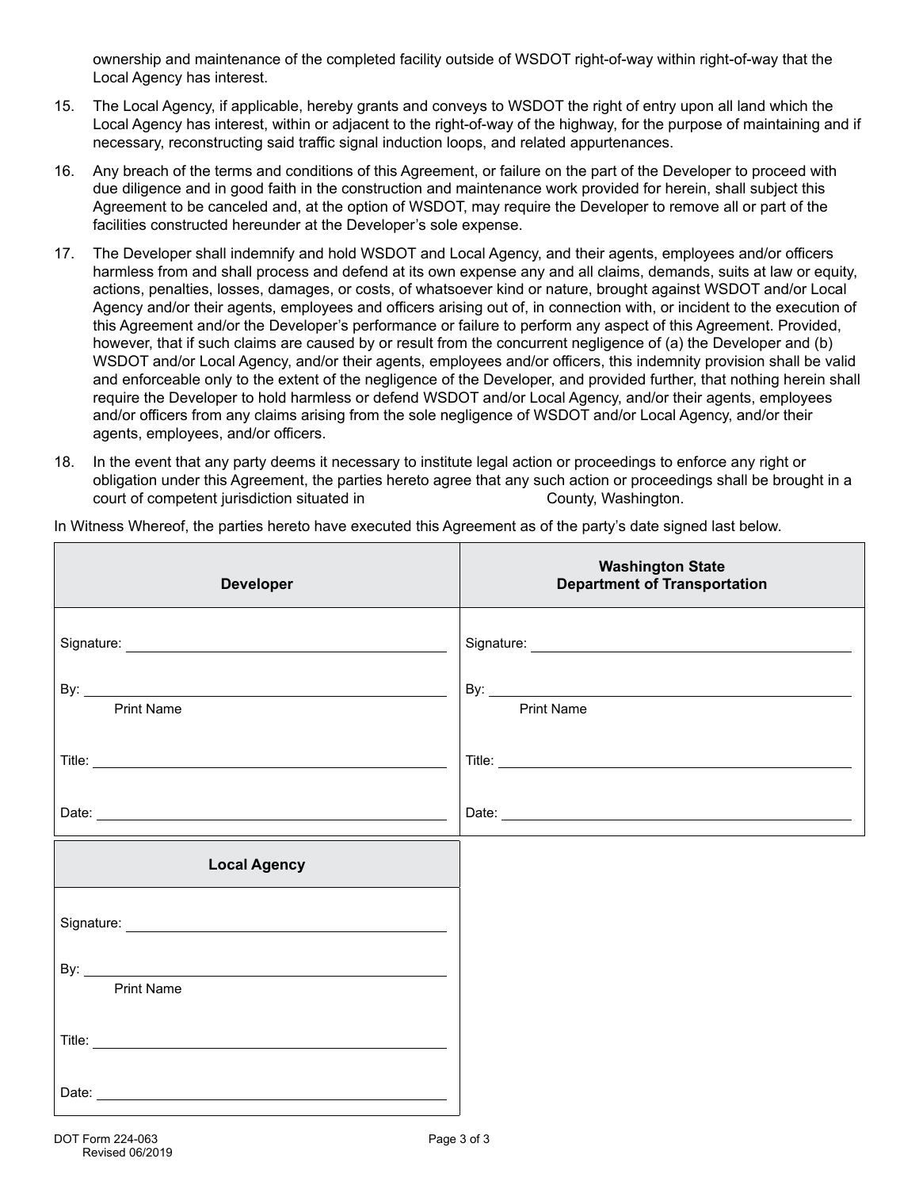ownership and maintenance of the completed facility outside of WSDOT right-of-way within right-of-way that the Local Agency has interest.

15. The Local Agency, if applicable, hereby grants and conveys to WSDOT the right of entry upon all land which the Local Agency has interest, within or adjacent to the right-of-way of the highway, for the purpose of maintaining and if necessary, reconstructing said traffic signal induction loops, and related appurtenances.

16. Any breach of the terms and conditions of this Agreement, or failure on the part of the Developer to proceed with due diligence and in good faith in the construction and maintenance work provided for herein, shall subject this Agreement to be canceled and, at the option of WSDOT, may require the Developer to remove all or part of the facilities constructed hereunder at the Developer's sole expense.

17. The Developer shall indemnify and hold WSDOT and Local Agency, and their agents, employees and/or officers harmless from and shall process and defend at its own expense any and all claims, demands, suits at law or equity, actions, penalties, losses, damages, or costs, of whatsoever kind or nature, brought against WSDOT and/or Local Agency and/or their agents, employees and officers arising out of, in connection with, or incident to the execution of this Agreement and/or the Developer's performance or failure to perform any aspect of this Agreement. Provided, however, that if such claims are caused by or result from the concurrent negligence of (a) the Developer and (b) WSDOT and/or Local Agency, and/or their agents, employees and/or officers, this indemnity provision shall be valid and enforceable only to the extent of the negligence of the Developer, and provided further, that nothing herein shall require the Developer to hold harmless or defend WSDOT and/or Local Agency, and/or their agents, employees and/or officers from any claims arising from the sole negligence of WSDOT and/or Local Agency, and/or their agents, employees, and/or officers.

18. In the event that any party deems it necessary to institute legal action or proceedings to enforce any right or obligation under this Agreement, the parties hereto agree that any such action or proceedings shall be brought in a court of competent jurisdiction situated in ____________________ County, Washington.

In Witness Whereof, the parties hereto have executed this Agreement as of the party's date signed last below.

| Developer | Washington State Department of Transportation |
|---|---|
| Signature: ____________________ | Signature: ____________________ |
| By: ____________________ Print Name | By: ____________________ Print Name |
| Title: ____________________ | Title: ____________________ |
| Date: ____________________ | Date: ____________________ |

| Local Agency |
|---|
| Signature: ____________________ |
| By: ____________________ Print Name |
| Title: ____________________ |
| Date: ____________________ |

DOT Form 224-063
Revised 06/2019